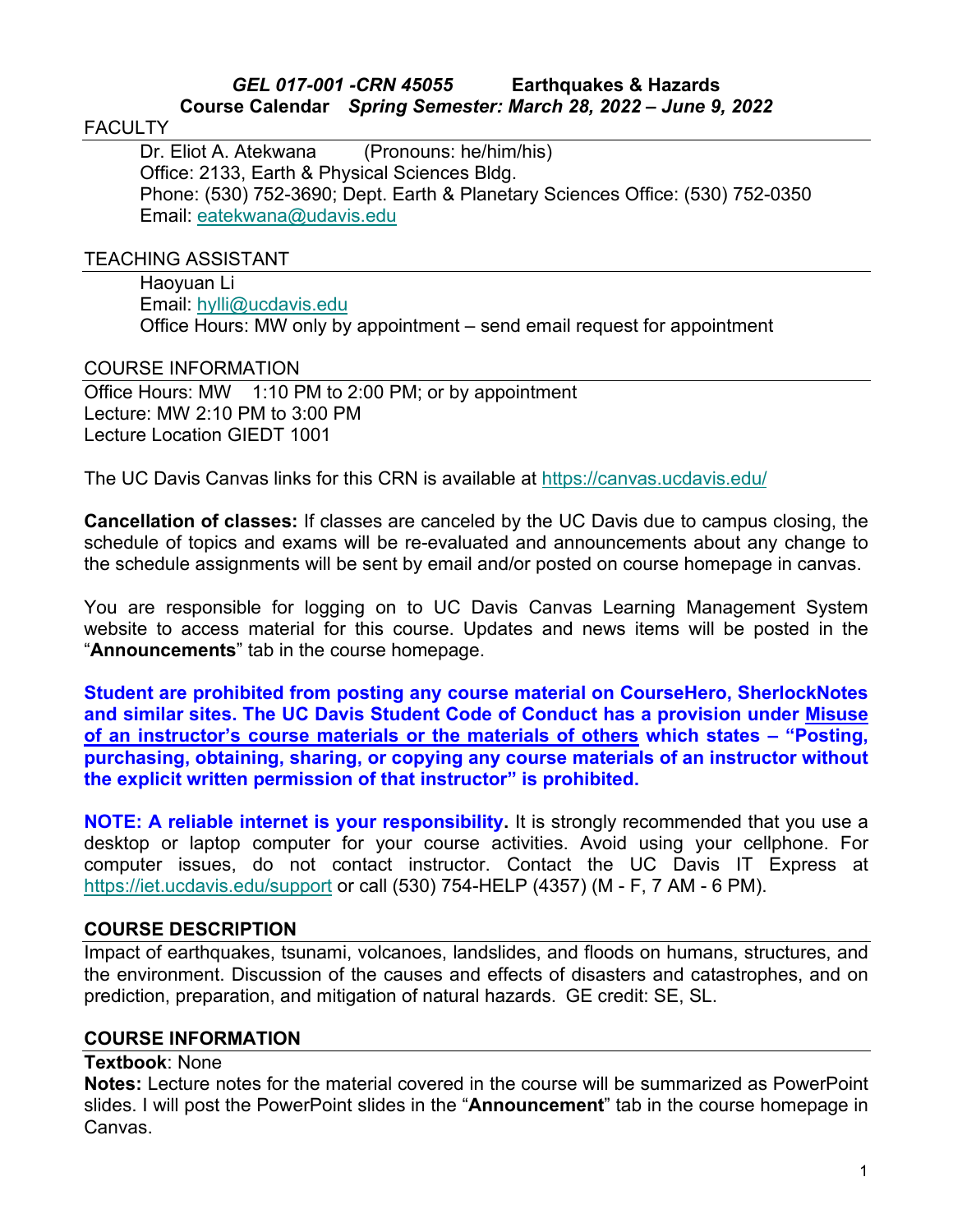***GEL 017-001 -CRN 45055*** **Earthquakes & Hazards**

**Course Calendar** ***Spring Semester: March 28, 2022 – June 9, 2022***

## FACULTY

Dr. Eliot A. Atekwana (Pronouns: he/him/his)
Office: 2133, Earth & Physical Sciences Bldg.
Phone: (530) 752-3690; Dept. Earth & Planetary Sciences Office: (530) 752-0350
Email: eatekwana@udavis.edu

## TEACHING ASSISTANT

Haoyuan Li
Email: hylli@ucdavis.edu
Office Hours: MW only by appointment – send email request for appointment

## COURSE INFORMATION

Office Hours: MW 1:10 PM to 2:00 PM; or by appointment
Lecture: MW 2:10 PM to 3:00 PM
Lecture Location GIEDT 1001

The UC Davis Canvas links for this CRN is available at https://canvas.ucdavis.edu/

**Cancellation of classes:** If classes are canceled by the UC Davis due to campus closing, the schedule of topics and exams will be re-evaluated and announcements about any change to the schedule assignments will be sent by email and/or posted on course homepage in canvas.

You are responsible for logging on to UC Davis Canvas Learning Management System website to access material for this course. Updates and news items will be posted in the "**Announcements**" tab in the course homepage.

**Student are prohibited from posting any course material on CourseHero, SherlockNotes and similar sites. The UC Davis Student Code of Conduct has a provision under Misuse of an instructor's course materials or the materials of others which states – "Posting, purchasing, obtaining, sharing, or copying any course materials of an instructor without the explicit written permission of that instructor" is prohibited.**

**NOTE: A reliable internet is your responsibility.** It is strongly recommended that you use a desktop or laptop computer for your course activities. Avoid using your cellphone. For computer issues, do not contact instructor. Contact the UC Davis IT Express at https://iet.ucdavis.edu/support or call (530) 754-HELP (4357) (M - F, 7 AM - 6 PM).

## COURSE DESCRIPTION

Impact of earthquakes, tsunami, volcanoes, landslides, and floods on humans, structures, and the environment. Discussion of the causes and effects of disasters and catastrophes, and on prediction, preparation, and mitigation of natural hazards. GE credit: SE, SL.

## COURSE INFORMATION

**Textbook**: None
**Notes:** Lecture notes for the material covered in the course will be summarized as PowerPoint slides. I will post the PowerPoint slides in the "**Announcement**" tab in the course homepage in Canvas.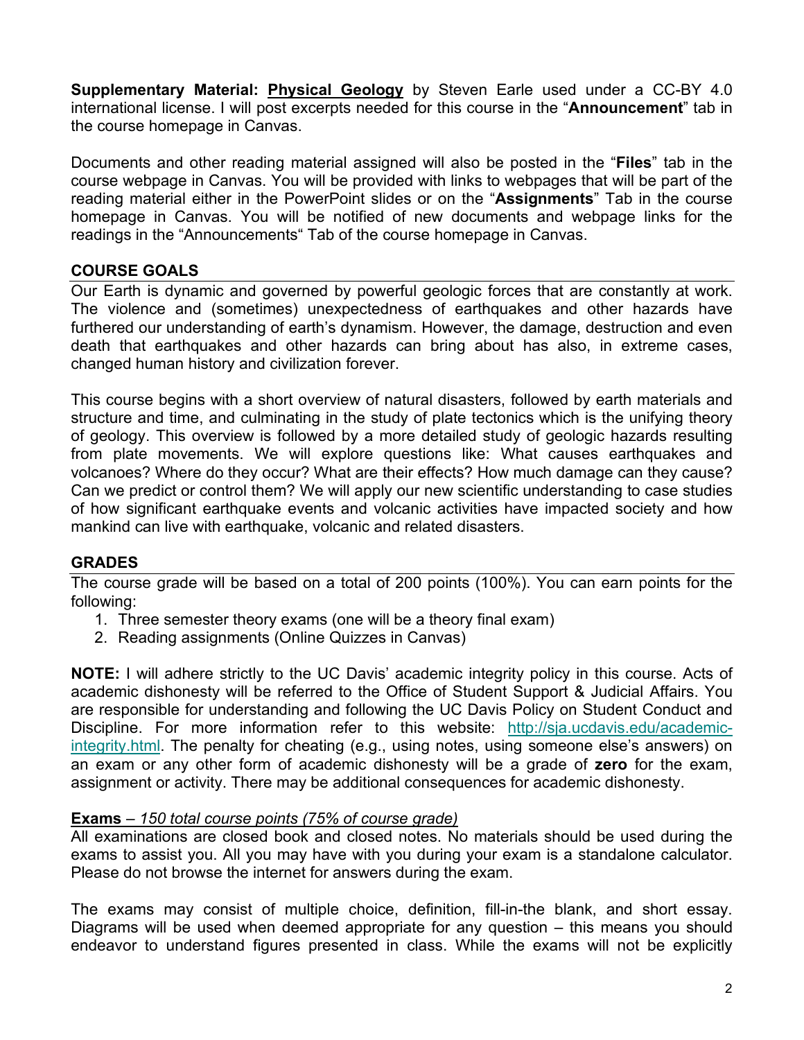**Supplementary Material:** **Physical Geology** by Steven Earle used under a CC-BY 4.0 international license. I will post excerpts needed for this course in the "**Announcement**" tab in the course homepage in Canvas.

Documents and other reading material assigned will also be posted in the "**Files**" tab in the course webpage in Canvas. You will be provided with links to webpages that will be part of the reading material either in the PowerPoint slides or on the "**Assignments**" Tab in the course homepage in Canvas. You will be notified of new documents and webpage links for the readings in the "Announcements" Tab of the course homepage in Canvas.

## COURSE GOALS

Our Earth is dynamic and governed by powerful geologic forces that are constantly at work. The violence and (sometimes) unexpectedness of earthquakes and other hazards have furthered our understanding of earth's dynamism. However, the damage, destruction and even death that earthquakes and other hazards can bring about has also, in extreme cases, changed human history and civilization forever.

This course begins with a short overview of natural disasters, followed by earth materials and structure and time, and culminating in the study of plate tectonics which is the unifying theory of geology. This overview is followed by a more detailed study of geologic hazards resulting from plate movements. We will explore questions like: What causes earthquakes and volcanoes? Where do they occur? What are their effects? How much damage can they cause? Can we predict or control them? We will apply our new scientific understanding to case studies of how significant earthquake events and volcanic activities have impacted society and how mankind can live with earthquake, volcanic and related disasters.

## GRADES

The course grade will be based on a total of 200 points (100%). You can earn points for the following:

1. Three semester theory exams (one will be a theory final exam)
2. Reading assignments (Online Quizzes in Canvas)

**NOTE:** I will adhere strictly to the UC Davis' academic integrity policy in this course. Acts of academic dishonesty will be referred to the Office of Student Support & Judicial Affairs. You are responsible for understanding and following the UC Davis Policy on Student Conduct and Discipline. For more information refer to this website: http://sja.ucdavis.edu/academic-integrity.html. The penalty for cheating (e.g., using notes, using someone else's answers) on an exam or any other form of academic dishonesty will be a grade of **zero** for the exam, assignment or activity. There may be additional consequences for academic dishonesty.

**Exams** – *150 total course points (75% of course grade)*

All examinations are closed book and closed notes. No materials should be used during the exams to assist you. All you may have with you during your exam is a standalone calculator. Please do not browse the internet for answers during the exam.

The exams may consist of multiple choice, definition, fill-in-the blank, and short essay. Diagrams will be used when deemed appropriate for any question – this means you should endeavor to understand figures presented in class. While the exams will not be explicitly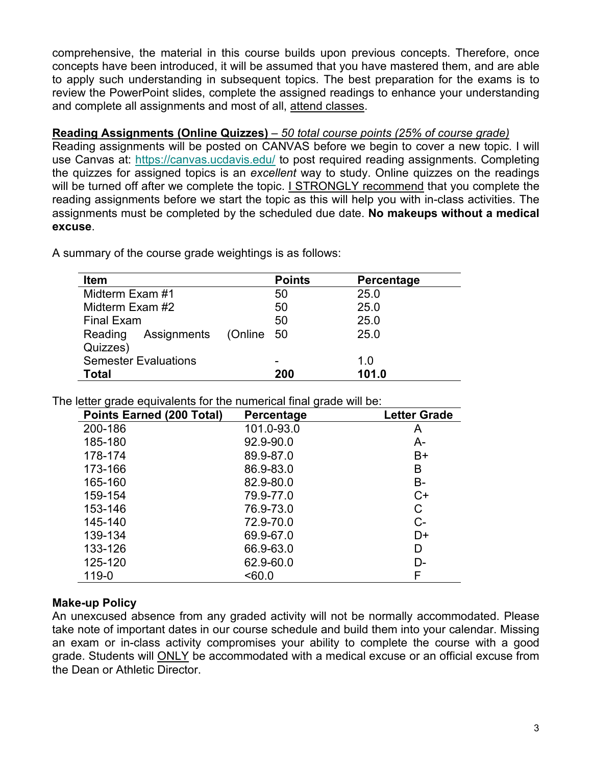comprehensive, the material in this course builds upon previous concepts. Therefore, once concepts have been introduced, it will be assumed that you have mastered them, and are able to apply such understanding in subsequent topics. The best preparation for the exams is to review the PowerPoint slides, complete the assigned readings to enhance your understanding and complete all assignments and most of all, attend classes.

**Reading Assignments (Online Quizzes)** – *50 total course points (25% of course grade)*
Reading assignments will be posted on CANVAS before we begin to cover a new topic. I will use Canvas at: https://canvas.ucdavis.edu/ to post required reading assignments. Completing the quizzes for assigned topics is an *excellent* way to study. Online quizzes on the readings will be turned off after we complete the topic. I STRONGLY recommend that you complete the reading assignments before we start the topic as this will help you with in-class activities. The assignments must be completed by the scheduled due date. **No makeups without a medical excuse**.

A summary of the course grade weightings is as follows:

| Item | Points | Percentage |
|---|---|---|
| Midterm Exam #1 | 50 | 25.0 |
| Midterm Exam #2 | 50 | 25.0 |
| Final Exam | 50 | 25.0 |
| Reading Assignments (Online Quizzes) | 50 | 25.0 |
| Semester Evaluations | - | 1.0 |
| **Total** | **200** | **101.0** |

The letter grade equivalents for the numerical final grade will be:

| Points Earned (200 Total) | Percentage | Letter Grade |
|---|---|---|
| 200-186 | 101.0-93.0 | A |
| 185-180 | 92.9-90.0 | A- |
| 178-174 | 89.9-87.0 | B+ |
| 173-166 | 86.9-83.0 | B |
| 165-160 | 82.9-80.0 | B- |
| 159-154 | 79.9-77.0 | C+ |
| 153-146 | 76.9-73.0 | C |
| 145-140 | 72.9-70.0 | C- |
| 139-134 | 69.9-67.0 | D+ |
| 133-126 | 66.9-63.0 | D |
| 125-120 | 62.9-60.0 | D- |
| 119-0 | <60.0 | F |

**Make-up Policy**
An unexcused absence from any graded activity will not be normally accommodated. Please take note of important dates in our course schedule and build them into your calendar. Missing an exam or in-class activity compromises your ability to complete the course with a good grade. Students will ONLY be accommodated with a medical excuse or an official excuse from the Dean or Athletic Director.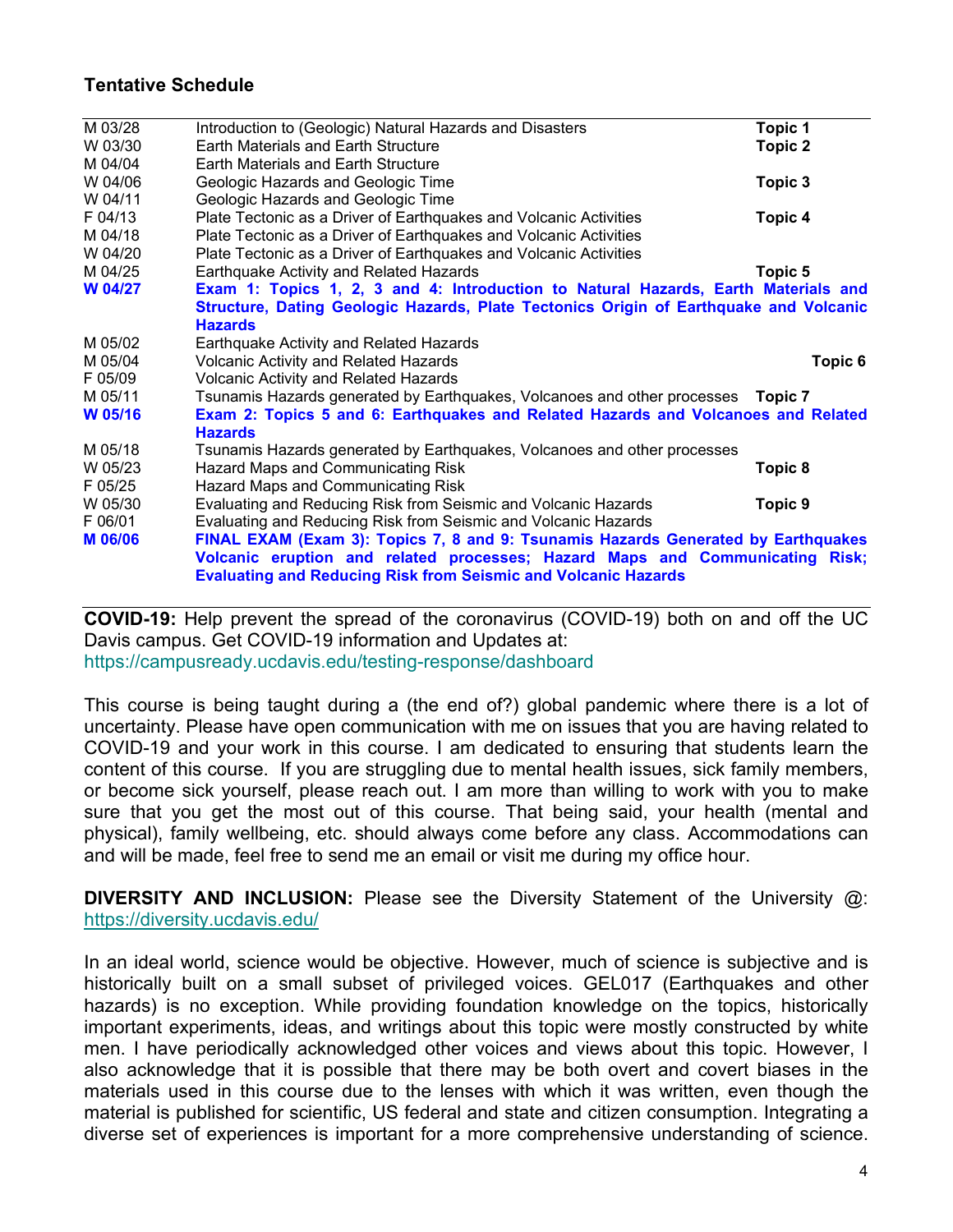### Tentative Schedule

| | | |
|---|---|---|
| M 03/28 | Introduction to (Geologic) Natural Hazards and Disasters | **Topic 1** |
| W 03/30 | Earth Materials and Earth Structure | **Topic 2** |
| M 04/04 | Earth Materials and Earth Structure | |
| W 04/06 | Geologic Hazards and Geologic Time | **Topic 3** |
| W 04/11 | Geologic Hazards and Geologic Time | |
| F 04/13 | Plate Tectonic as a Driver of Earthquakes and Volcanic Activities | **Topic 4** |
| M 04/18 | Plate Tectonic as a Driver of Earthquakes and Volcanic Activities | |
| W 04/20 | Plate Tectonic as a Driver of Earthquakes and Volcanic Activities | |
| M 04/25 | Earthquake Activity and Related Hazards | **Topic 5** |
| **W 04/27** | **Exam 1: Topics 1, 2, 3 and 4: Introduction to Natural Hazards, Earth Materials and Structure, Dating Geologic Hazards, Plate Tectonics Origin of Earthquake and Volcanic Hazards** | |
| M 05/02 | Earthquake Activity and Related Hazards | |
| M 05/04 | Volcanic Activity and Related Hazards | **Topic 6** |
| F 05/09 | Volcanic Activity and Related Hazards | |
| M 05/11 | Tsunamis Hazards generated by Earthquakes, Volcanoes and other processes | **Topic 7** |
| **W 05/16** | **Exam 2: Topics 5 and 6: Earthquakes and Related Hazards and Volcanoes and Related Hazards** | |
| M 05/18 | Tsunamis Hazards generated by Earthquakes, Volcanoes and other processes | |
| W 05/23 | Hazard Maps and Communicating Risk | **Topic 8** |
| F 05/25 | Hazard Maps and Communicating Risk | |
| W 05/30 | Evaluating and Reducing Risk from Seismic and Volcanic Hazards | **Topic 9** |
| F 06/01 | Evaluating and Reducing Risk from Seismic and Volcanic Hazards | |
| **M 06/06** | **FINAL EXAM (Exam 3): Topics 7, 8 and 9: Tsunamis Hazards Generated by Earthquakes Volcanic eruption and related processes; Hazard Maps and Communicating Risk; Evaluating and Reducing Risk from Seismic and Volcanic Hazards** | |

**COVID-19:** Help prevent the spread of the coronavirus (COVID-19) both on and off the UC Davis campus. Get COVID-19 information and Updates at: https://campusready.ucdavis.edu/testing-response/dashboard

This course is being taught during a (the end of?) global pandemic where there is a lot of uncertainty. Please have open communication with me on issues that you are having related to COVID-19 and your work in this course. I am dedicated to ensuring that students learn the content of this course. If you are struggling due to mental health issues, sick family members, or become sick yourself, please reach out. I am more than willing to work with you to make sure that you get the most out of this course. That being said, your health (mental and physical), family wellbeing, etc. should always come before any class. Accommodations can and will be made, feel free to send me an email or visit me during my office hour.

**DIVERSITY AND INCLUSION:** Please see the Diversity Statement of the University @: https://diversity.ucdavis.edu/

In an ideal world, science would be objective. However, much of science is subjective and is historically built on a small subset of privileged voices. GEL017 (Earthquakes and other hazards) is no exception. While providing foundation knowledge on the topics, historically important experiments, ideas, and writings about this topic were mostly constructed by white men. I have periodically acknowledged other voices and views about this topic. However, I also acknowledge that it is possible that there may be both overt and covert biases in the materials used in this course due to the lenses with which it was written, even though the material is published for scientific, US federal and state and citizen consumption. Integrating a diverse set of experiences is important for a more comprehensive understanding of science.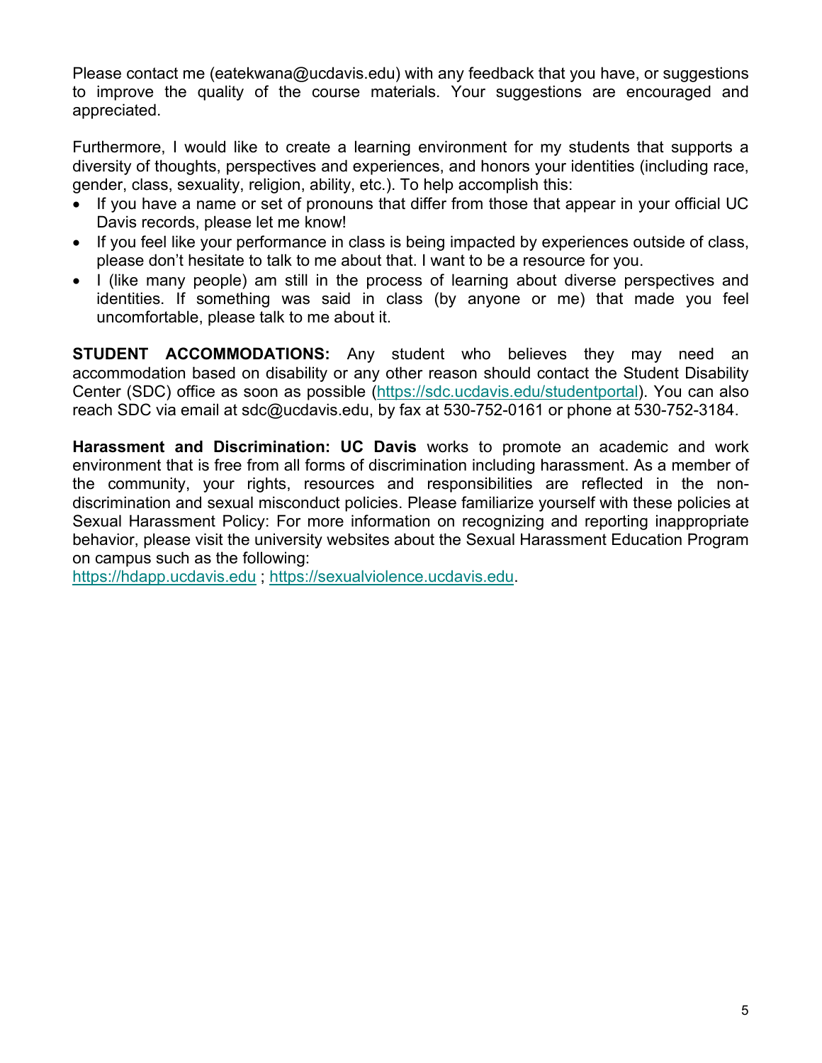Please contact me (eatekwana@ucdavis.edu) with any feedback that you have, or suggestions to improve the quality of the course materials. Your suggestions are encouraged and appreciated.

Furthermore, I would like to create a learning environment for my students that supports a diversity of thoughts, perspectives and experiences, and honors your identities (including race, gender, class, sexuality, religion, ability, etc.). To help accomplish this:

- If you have a name or set of pronouns that differ from those that appear in your official UC Davis records, please let me know!
- If you feel like your performance in class is being impacted by experiences outside of class, please don't hesitate to talk to me about that. I want to be a resource for you.
- I (like many people) am still in the process of learning about diverse perspectives and identities. If something was said in class (by anyone or me) that made you feel uncomfortable, please talk to me about it.

**STUDENT ACCOMMODATIONS:** Any student who believes they may need an accommodation based on disability or any other reason should contact the Student Disability Center (SDC) office as soon as possible (https://sdc.ucdavis.edu/studentportal). You can also reach SDC via email at sdc@ucdavis.edu, by fax at 530-752-0161 or phone at 530-752-3184.

**Harassment and Discrimination: UC Davis** works to promote an academic and work environment that is free from all forms of discrimination including harassment. As a member of the community, your rights, resources and responsibilities are reflected in the non-discrimination and sexual misconduct policies. Please familiarize yourself with these policies at Sexual Harassment Policy: For more information on recognizing and reporting inappropriate behavior, please visit the university websites about the Sexual Harassment Education Program on campus such as the following:
https://hdapp.ucdavis.edu ; https://sexualviolence.ucdavis.edu.